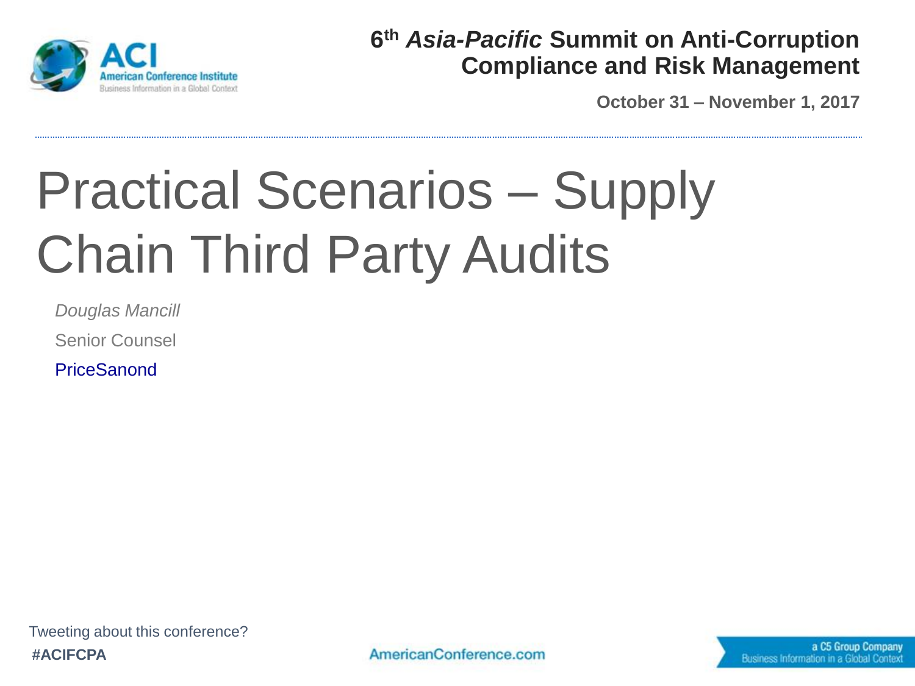**6th *Asia-Pacific* Summit on Anti-Corruption Compliance and Risk Management**

**October 31 – November 1, 2017**

# Practical Scenarios – Supply Chain Third Party Audits

*Douglas Mancill*

Senior Counsel

PriceSanond

Tweeting about this conference?
**#ACIFCPA**

AmericanConference.com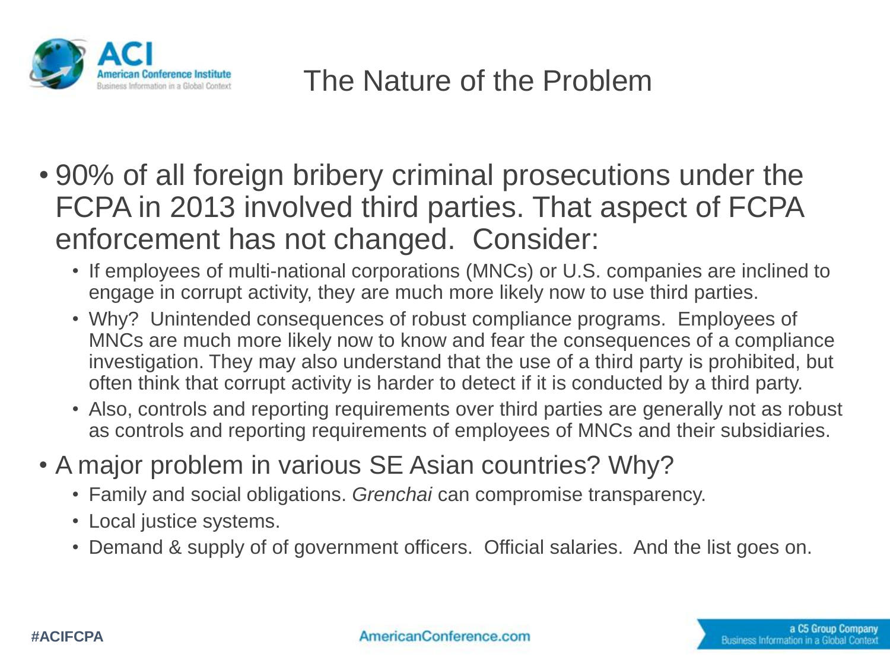# The Nature of the Problem

- 90% of all foreign bribery criminal prosecutions under the FCPA in 2013 involved third parties. That aspect of FCPA enforcement has not changed. Consider:
  - If employees of multi-national corporations (MNCs) or U.S. companies are inclined to engage in corrupt activity, they are much more likely now to use third parties.
  - Why? Unintended consequences of robust compliance programs. Employees of MNCs are much more likely now to know and fear the consequences of a compliance investigation. They may also understand that the use of a third party is prohibited, but often think that corrupt activity is harder to detect if it is conducted by a third party.
  - Also, controls and reporting requirements over third parties are generally not as robust as controls and reporting requirements of employees of MNCs and their subsidiaries.
- A major problem in various SE Asian countries? Why?
  - Family and social obligations. *Grenchai* can compromise transparency.
  - Local justice systems.
  - Demand & supply of of government officers. Official salaries. And the list goes on.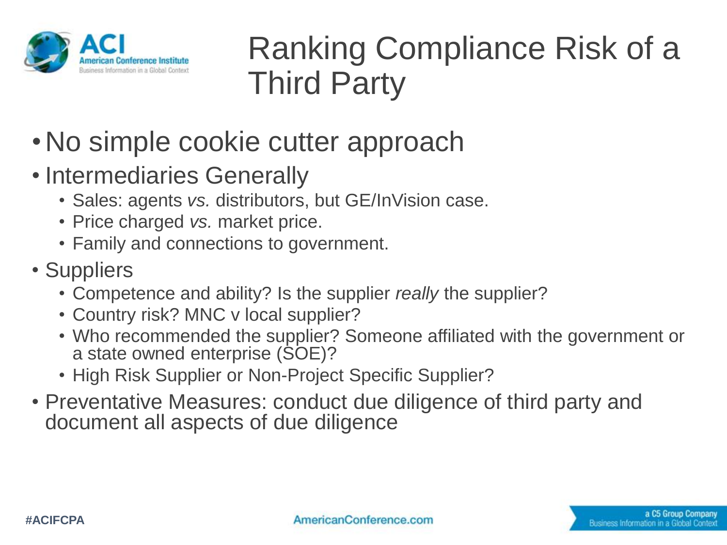# Ranking Compliance Risk of a Third Party

- No simple cookie cutter approach
- Intermediaries Generally
  - Sales: agents *vs.* distributors, but GE/InVision case.
  - Price charged *vs.* market price.
  - Family and connections to government.
- Suppliers
  - Competence and ability? Is the supplier *really* the supplier?
  - Country risk? MNC v local supplier?
  - Who recommended the supplier? Someone affiliated with the government or a state owned enterprise (SOE)?
  - High Risk Supplier or Non-Project Specific Supplier?
- Preventative Measures: conduct due diligence of third party and document all aspects of due diligence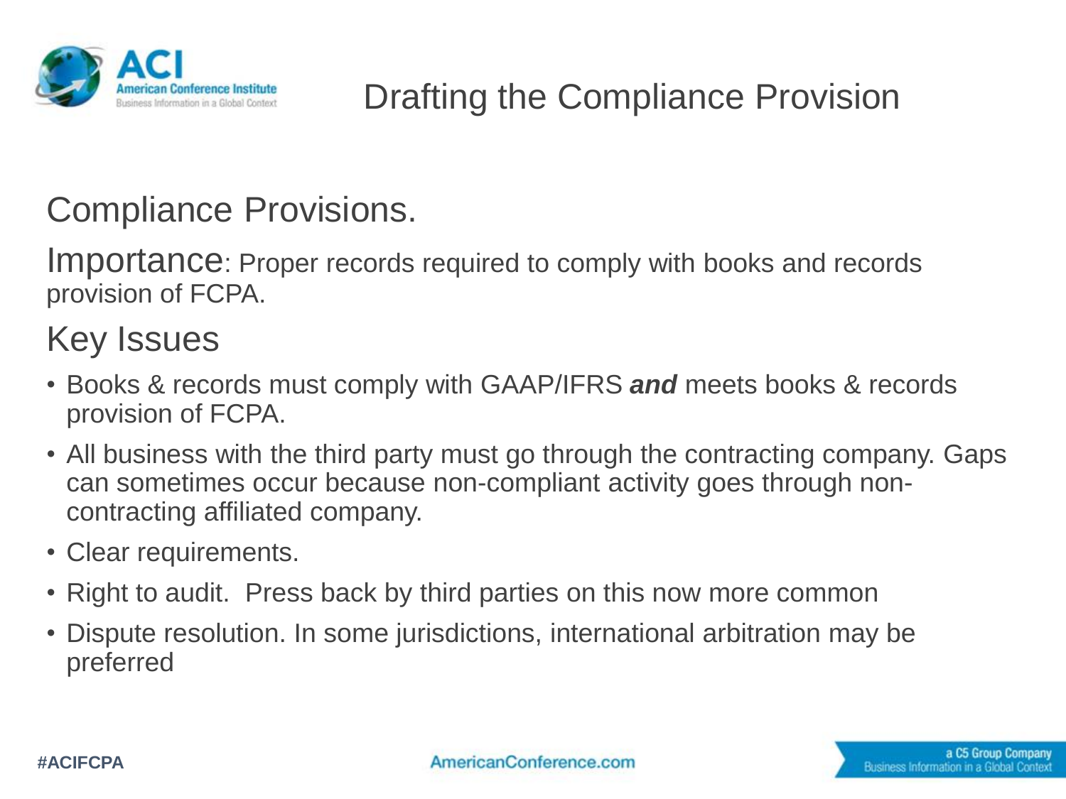# Drafting the Compliance Provision

## Compliance Provisions.

**Importance**: Proper records required to comply with books and records provision of FCPA.

## Key Issues

- Books & records must comply with GAAP/IFRS ***and*** meets books & records provision of FCPA.
- All business with the third party must go through the contracting company. Gaps can sometimes occur because non-compliant activity goes through non-contracting affiliated company.
- Clear requirements.
- Right to audit. Press back by third parties on this now more common
- Dispute resolution. In some jurisdictions, international arbitration may be preferred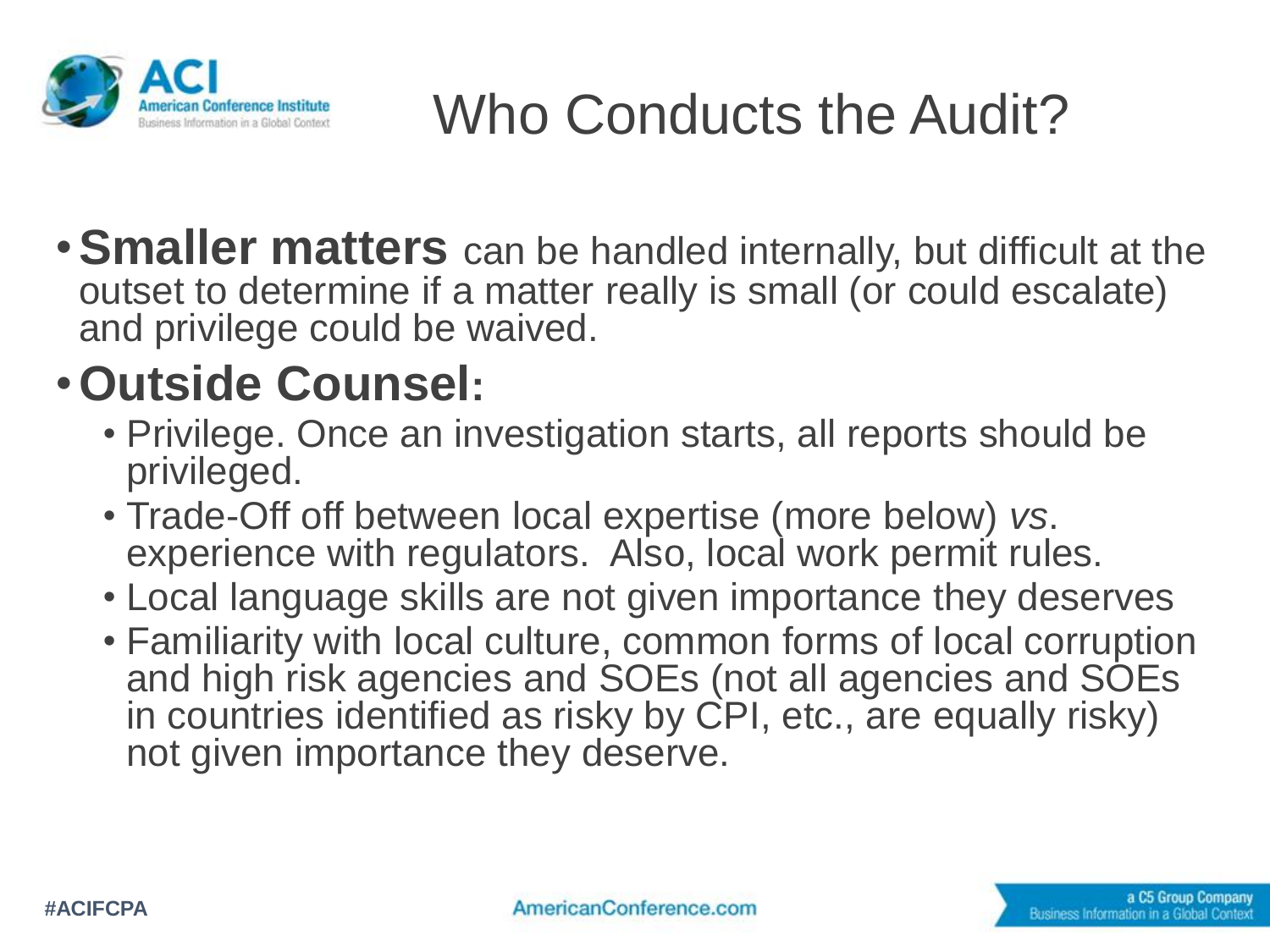# Who Conducts the Audit?

- **Smaller matters** can be handled internally, but difficult at the outset to determine if a matter really is small (or could escalate) and privilege could be waived.
- **Outside Counsel:**
  - Privilege. Once an investigation starts, all reports should be privileged.
  - Trade-Off off between local expertise (more below) *vs*. experience with regulators. Also, local work permit rules.
  - Local language skills are not given importance they deserves
  - Familiarity with local culture, common forms of local corruption and high risk agencies and SOEs (not all agencies and SOEs in countries identified as risky by CPI, etc., are equally risky) not given importance they deserve.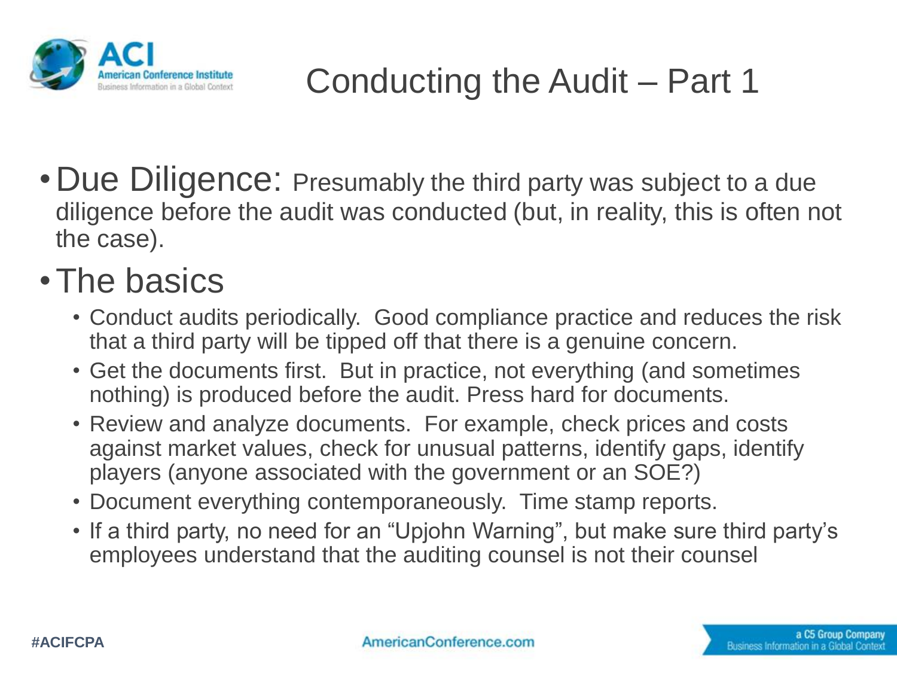# Conducting the Audit – Part 1

- Due Diligence: Presumably the third party was subject to a due diligence before the audit was conducted (but, in reality, this is often not the case).
- The basics
  - Conduct audits periodically. Good compliance practice and reduces the risk that a third party will be tipped off that there is a genuine concern.
  - Get the documents first. But in practice, not everything (and sometimes nothing) is produced before the audit. Press hard for documents.
  - Review and analyze documents. For example, check prices and costs against market values, check for unusual patterns, identify gaps, identify players (anyone associated with the government or an SOE?)
  - Document everything contemporaneously. Time stamp reports.
  - If a third party, no need for an "Upjohn Warning", but make sure third party's employees understand that the auditing counsel is not their counsel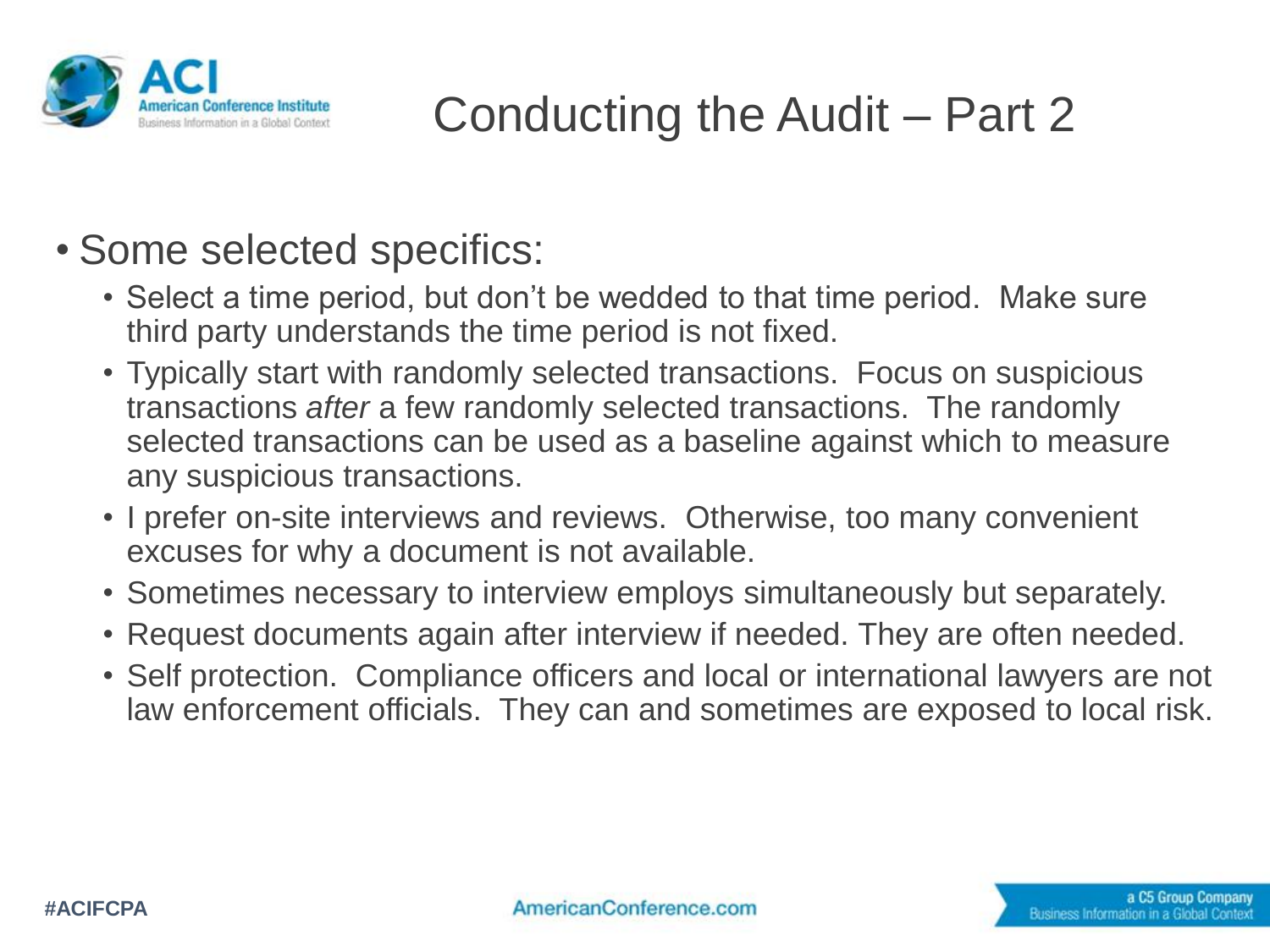# Conducting the Audit – Part 2

- Some selected specifics:
  - Select a time period, but don't be wedded to that time period. Make sure third party understands the time period is not fixed.
  - Typically start with randomly selected transactions. Focus on suspicious transactions *after* a few randomly selected transactions. The randomly selected transactions can be used as a baseline against which to measure any suspicious transactions.
  - I prefer on-site interviews and reviews. Otherwise, too many convenient excuses for why a document is not available.
  - Sometimes necessary to interview employs simultaneously but separately.
  - Request documents again after interview if needed. They are often needed.
  - Self protection. Compliance officers and local or international lawyers are not law enforcement officials. They can and sometimes are exposed to local risk.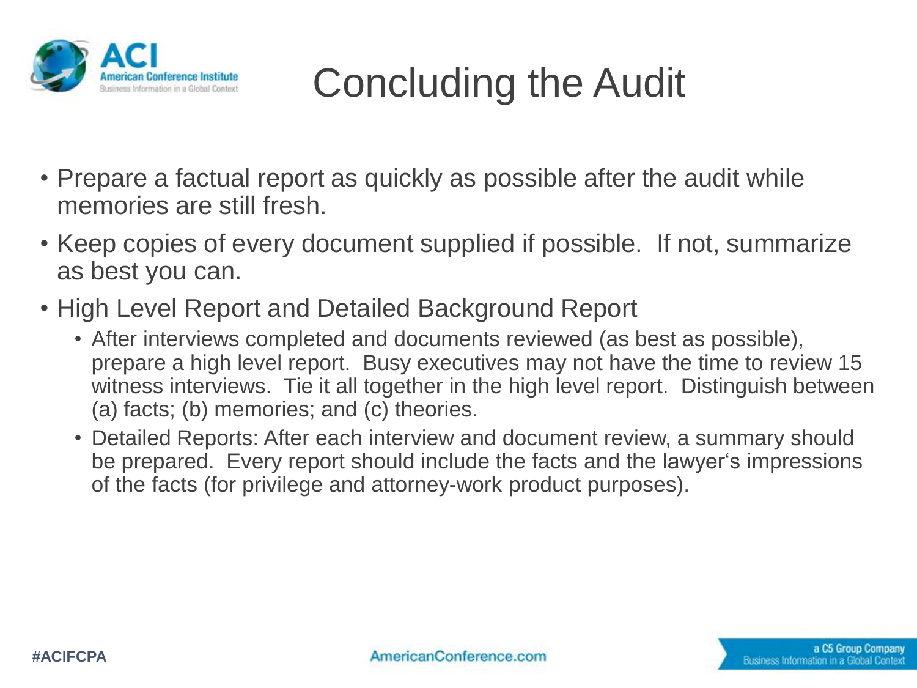# Concluding the Audit

- Prepare a factual report as quickly as possible after the audit while memories are still fresh.
- Keep copies of every document supplied if possible. If not, summarize as best you can.
- High Level Report and Detailed Background Report
  - After interviews completed and documents reviewed (as best as possible), prepare a high level report. Busy executives may not have the time to review 15 witness interviews. Tie it all together in the high level report. Distinguish between (a) facts; (b) memories; and (c) theories.
  - Detailed Reports: After each interview and document review, a summary should be prepared. Every report should include the facts and the lawyer's impressions of the facts (for privilege and attorney-work product purposes).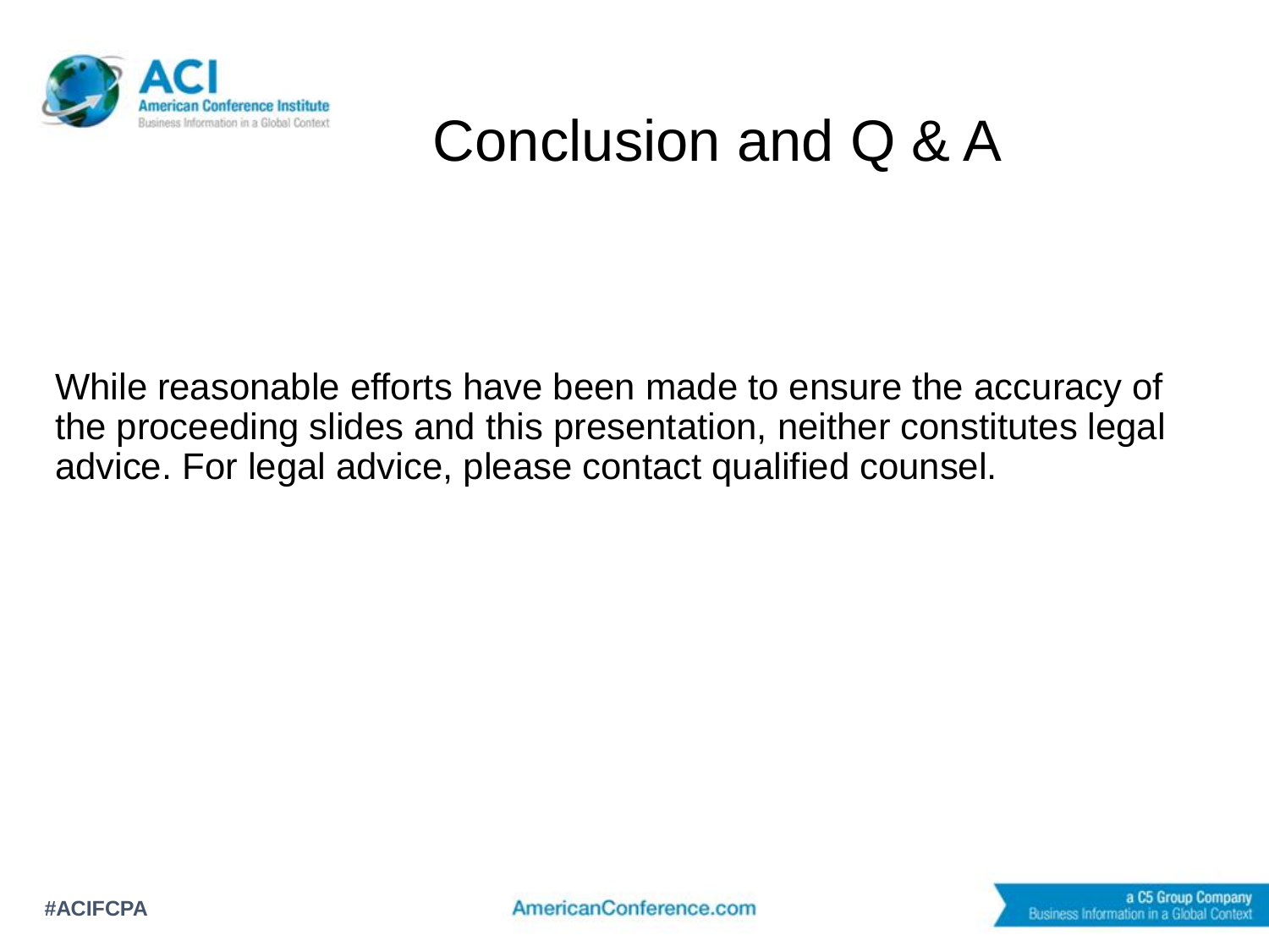# Conclusion and Q & A

While reasonable efforts have been made to ensure the accuracy of the proceeding slides and this presentation, neither constitutes legal advice. For legal advice, please contact qualified counsel.